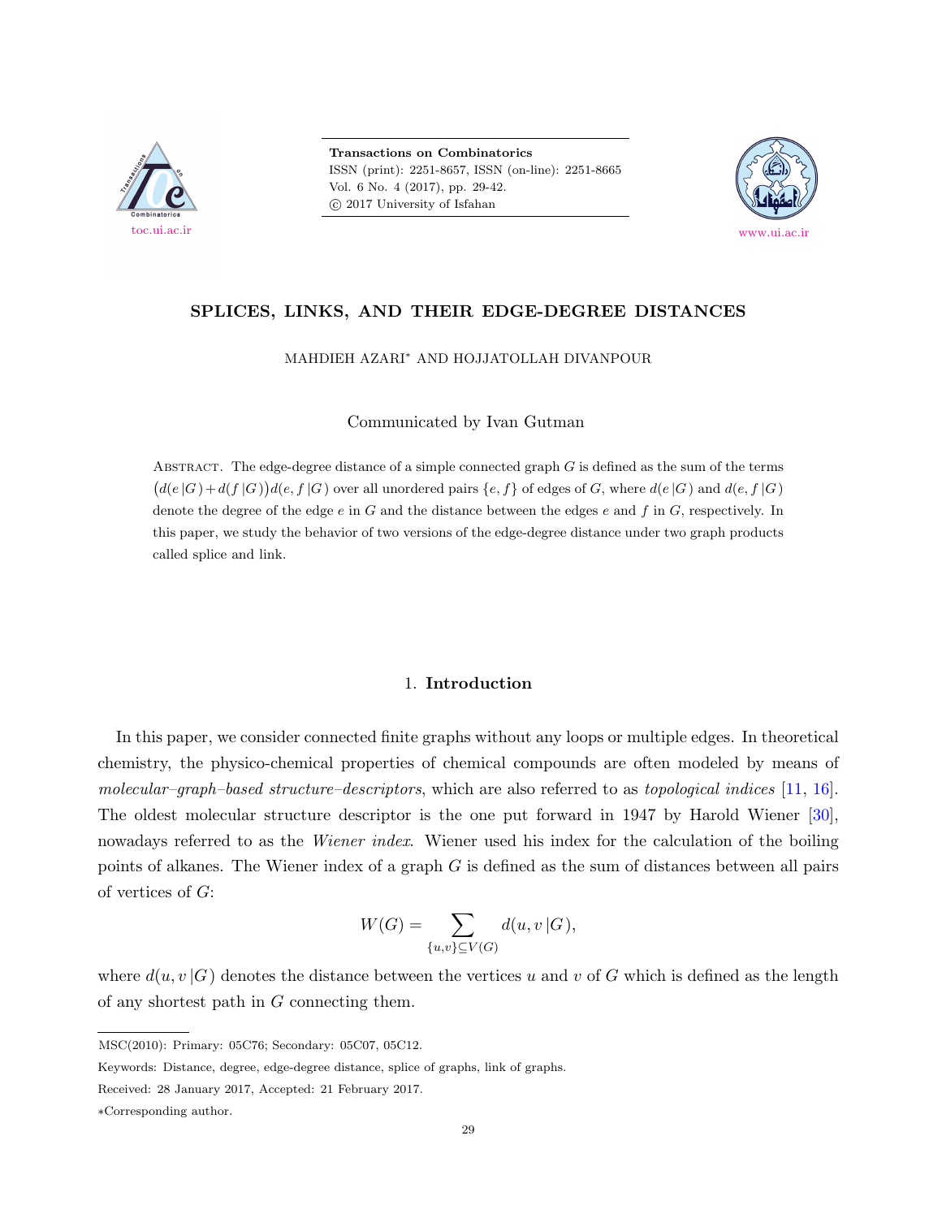# SPLICES, LINKS, AND THEIR EDGE-DEGREE DISTANCES

MAHDIEH AZARI* AND HOJJATOLLAH DIVANPOUR

Communicated by Ivan Gutman

Abstract. The edge-degree distance of a simple connected graph $G$ is defined as the sum of the terms $\big(d(e\,|G) + d(f\,|G)\big)d(e,f\,|G)$ over all unordered pairs $\{e,f\}$ of edges of $G$, where $d(e\,|G)$ and $d(e,f\,|G)$ denote the degree of the edge $e$ in $G$ and the distance between the edges $e$ and $f$ in $G$, respectively. In this paper, we study the behavior of two versions of the edge-degree distance under two graph products called splice and link.

## 1. Introduction

In this paper, we consider connected finite graphs without any loops or multiple edges. In theoretical chemistry, the physico-chemical properties of chemical compounds are often modeled by means of *molecular–graph–based structure–descriptors*, which are also referred to as *topological indices* [11, 16]. The oldest molecular structure descriptor is the one put forward in 1947 by Harold Wiener [30], nowadays referred to as the *Wiener index*. Wiener used his index for the calculation of the boiling points of alkanes. The Wiener index of a graph $G$ is defined as the sum of distances between all pairs of vertices of $G$:

$$W(G) = \sum_{\{u,v\}\subseteq V(G)} d(u,v\,|G),$$

where $d(u,v\,|G)$ denotes the distance between the vertices $u$ and $v$ of $G$ which is defined as the length of any shortest path in $G$ connecting them.

---

MSC(2010): Primary: 05C76; Secondary: 05C07, 05C12.

Keywords: Distance, degree, edge-degree distance, splice of graphs, link of graphs.

Received: 28 January 2017, Accepted: 21 February 2017.

*Corresponding author.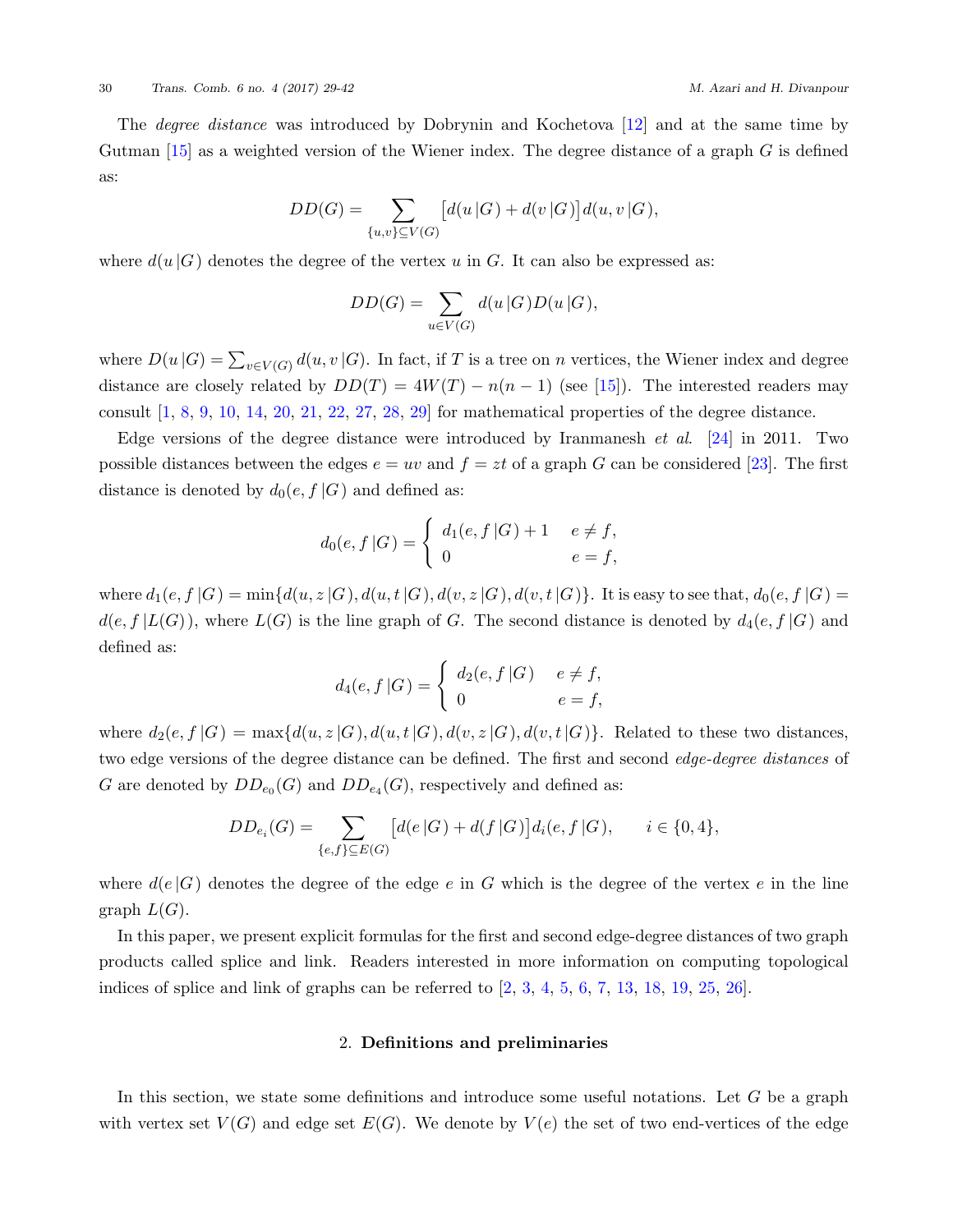The *degree distance* was introduced by Dobrynin and Kochetova [12] and at the same time by Gutman [15] as a weighted version of the Wiener index. The degree distance of a graph $G$ is defined as:

$$DD(G) = \sum_{\{u,v\}\subseteq V(G)} \big[d(u\,|G) + d(v\,|G)\big]\, d(u, v\,|G),$$

where $d(u\,|G)$ denotes the degree of the vertex $u$ in $G$. It can also be expressed as:

$$DD(G) = \sum_{u\in V(G)} d(u\,|G) D(u\,|G),$$

where $D(u\,|G) = \sum_{v\in V(G)} d(u, v\,|G)$. In fact, if $T$ is a tree on $n$ vertices, the Wiener index and degree distance are closely related by $DD(T) = 4W(T) - n(n-1)$ (see [15]). The interested readers may consult [1, 8, 9, 10, 14, 20, 21, 22, 27, 28, 29] for mathematical properties of the degree distance.

Edge versions of the degree distance were introduced by Iranmanesh *et al*. [24] in 2011. Two possible distances between the edges $e = uv$ and $f = zt$ of a graph $G$ can be considered [23]. The first distance is denoted by $d_0(e, f\,|G)$ and defined as:

$$d_0(e, f\,|G) = \begin{cases} d_1(e, f\,|G) + 1 & e \neq f, \\ 0 & e = f, \end{cases}$$

where $d_1(e, f\,|G) = \min\{d(u, z\,|G), d(u, t\,|G), d(v, z\,|G), d(v, t\,|G)\}$. It is easy to see that, $d_0(e, f\,|G) = d(e, f\,|L(G))$, where $L(G)$ is the line graph of $G$. The second distance is denoted by $d_4(e, f\,|G)$ and defined as:

$$d_4(e, f\,|G) = \begin{cases} d_2(e, f\,|G) & e \neq f, \\ 0 & e = f, \end{cases}$$

where $d_2(e, f\,|G) = \max\{d(u, z\,|G), d(u, t\,|G), d(v, z\,|G), d(v, t\,|G)\}$. Related to these two distances, two edge versions of the degree distance can be defined. The first and second *edge-degree distances* of $G$ are denoted by $DD_{e_0}(G)$ and $DD_{e_4}(G)$, respectively and defined as:

$$DD_{e_i}(G) = \sum_{\{e,f\}\subseteq E(G)} \big[d(e\,|G) + d(f\,|G)\big]\, d_i(e, f\,|G), \qquad i \in \{0, 4\},$$

where $d(e\,|G)$ denotes the degree of the edge $e$ in $G$ which is the degree of the vertex $e$ in the line graph $L(G)$.

In this paper, we present explicit formulas for the first and second edge-degree distances of two graph products called splice and link. Readers interested in more information on computing topological indices of splice and link of graphs can be referred to [2, 3, 4, 5, 6, 7, 13, 18, 19, 25, 26].

## 2. Definitions and preliminaries

In this section, we state some definitions and introduce some useful notations. Let $G$ be a graph with vertex set $V(G)$ and edge set $E(G)$. We denote by $V(e)$ the set of two end-vertices of the edge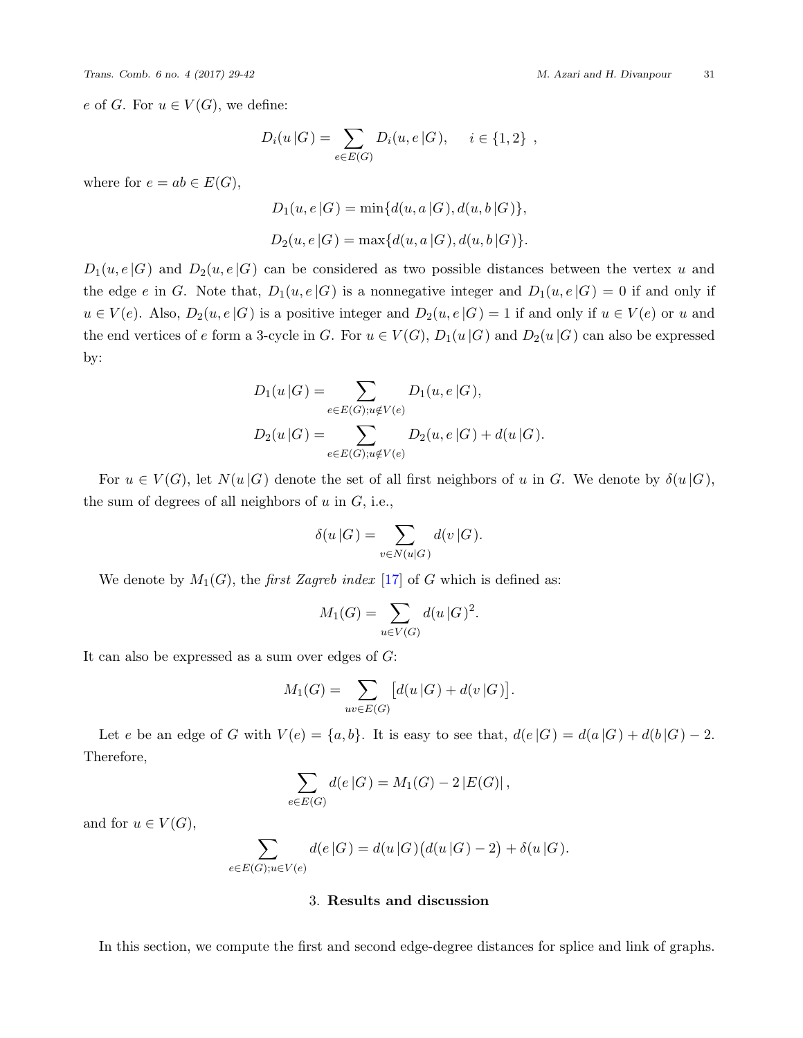$e$ of $G$. For $u \in V(G)$, we define:

$$D_i(u\,|G) = \sum_{e \in E(G)} D_i(u, e\,|G), \qquad i \in \{1, 2\}\ ,$$

where for $e = ab \in E(G)$,

$$D_1(u, e\,|G) = \min\{d(u, a\,|G), d(u, b\,|G)\},$$

$$D_2(u, e\,|G) = \max\{d(u, a\,|G), d(u, b\,|G)\}.$$

$D_1(u, e\,|G)$ and $D_2(u, e\,|G)$ can be considered as two possible distances between the vertex $u$ and the edge $e$ in $G$. Note that, $D_1(u, e\,|G)$ is a nonnegative integer and $D_1(u, e\,|G) = 0$ if and only if $u \in V(e)$. Also, $D_2(u, e\,|G)$ is a positive integer and $D_2(u, e\,|G) = 1$ if and only if $u \in V(e)$ or $u$ and the end vertices of $e$ form a 3-cycle in $G$. For $u \in V(G)$, $D_1(u\,|G)$ and $D_2(u\,|G)$ can also be expressed by:

$$D_1(u\,|G) = \sum_{e \in E(G); u \notin V(e)} D_1(u, e\,|G),$$

$$D_2(u\,|G) = \sum_{e \in E(G); u \notin V(e)} D_2(u, e\,|G) + d(u\,|G).$$

For $u \in V(G)$, let $N(u\,|G)$ denote the set of all first neighbors of $u$ in $G$. We denote by $\delta(u\,|G)$, the sum of degrees of all neighbors of $u$ in $G$, i.e.,

$$\delta(u\,|G) = \sum_{v \in N(u|G)} d(v\,|G).$$

We denote by $M_1(G)$, the *first Zagreb index* [17] of $G$ which is defined as:

$$M_1(G) = \sum_{u \in V(G)} d(u\,|G)^2.$$

It can also be expressed as a sum over edges of $G$:

$$M_1(G) = \sum_{uv \in E(G)} \big[d(u\,|G) + d(v\,|G)\big].$$

Let $e$ be an edge of $G$ with $V(e) = \{a, b\}$. It is easy to see that, $d(e\,|G) = d(a\,|G) + d(b\,|G) - 2$. Therefore,

$$\sum_{e \in E(G)} d(e\,|G) = M_1(G) - 2\,|E(G)|\,,$$

and for $u \in V(G)$,

$$\sum_{e \in E(G); u \in V(e)} d(e\,|G) = d(u\,|G)\big(d(u\,|G) - 2\big) + \delta(u\,|G).$$

## 3. Results and discussion

In this section, we compute the first and second edge-degree distances for splice and link of graphs.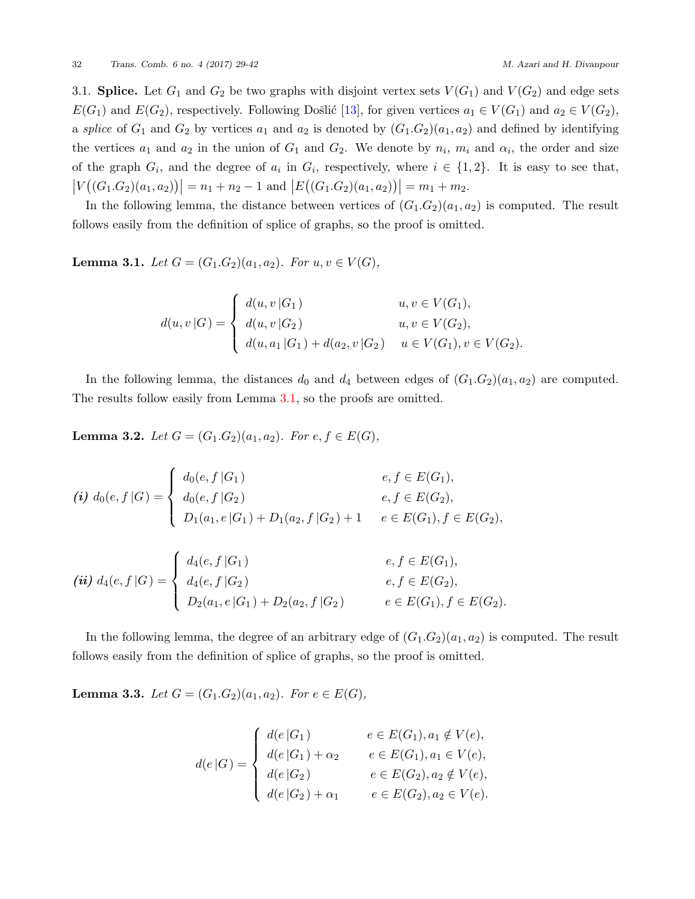3.1. **Splice.** Let $G_1$ and $G_2$ be two graphs with disjoint vertex sets $V(G_1)$ and $V(G_2)$ and edge sets $E(G_1)$ and $E(G_2)$, respectively. Following Došlić [13], for given vertices $a_1 \in V(G_1)$ and $a_2 \in V(G_2)$, a *splice* of $G_1$ and $G_2$ by vertices $a_1$ and $a_2$ is denoted by $(G_1.G_2)(a_1, a_2)$ and defined by identifying the vertices $a_1$ and $a_2$ in the union of $G_1$ and $G_2$. We denote by $n_i$, $m_i$ and $\alpha_i$, the order and size of the graph $G_i$, and the degree of $a_i$ in $G_i$, respectively, where $i \in \{1, 2\}$. It is easy to see that, $\big|V\big((G_1.G_2)(a_1, a_2)\big)\big| = n_1 + n_2 - 1$ and $\big|E\big((G_1.G_2)(a_1, a_2)\big)\big| = m_1 + m_2$.

In the following lemma, the distance between vertices of $(G_1.G_2)(a_1, a_2)$ is computed. The result follows easily from the definition of splice of graphs, so the proof is omitted.

**Lemma 3.1.** *Let $G = (G_1.G_2)(a_1, a_2)$. For $u, v \in V(G)$,*

$$d(u, v\,|G) = \begin{cases} d(u, v\,|G_1) & u, v \in V(G_1), \\ d(u, v\,|G_2) & u, v \in V(G_2), \\ d(u, a_1\,|G_1) + d(a_2, v\,|G_2) & u \in V(G_1), v \in V(G_2). \end{cases}$$

In the following lemma, the distances $d_0$ and $d_4$ between edges of $(G_1.G_2)(a_1, a_2)$ are computed. The results follow easily from Lemma 3.1, so the proofs are omitted.

**Lemma 3.2.** *Let $G = (G_1.G_2)(a_1, a_2)$. For $e, f \in E(G)$,*

***(i)*** $$d_0(e, f\,|G) = \begin{cases} d_0(e, f\,|G_1) & e, f \in E(G_1), \\ d_0(e, f\,|G_2) & e, f \in E(G_2), \\ D_1(a_1, e\,|G_1) + D_1(a_2, f\,|G_2) + 1 & e \in E(G_1), f \in E(G_2), \end{cases}$$

***(ii)*** $$d_4(e, f\,|G) = \begin{cases} d_4(e, f\,|G_1) & e, f \in E(G_1), \\ d_4(e, f\,|G_2) & e, f \in E(G_2), \\ D_2(a_1, e\,|G_1) + D_2(a_2, f\,|G_2) & e \in E(G_1), f \in E(G_2). \end{cases}$$

In the following lemma, the degree of an arbitrary edge of $(G_1.G_2)(a_1, a_2)$ is computed. The result follows easily from the definition of splice of graphs, so the proof is omitted.

**Lemma 3.3.** *Let $G = (G_1.G_2)(a_1, a_2)$. For $e \in E(G)$,*

$$d(e\,|G) = \begin{cases} d(e\,|G_1) & e \in E(G_1), a_1 \notin V(e), \\ d(e\,|G_1) + \alpha_2 & e \in E(G_1), a_1 \in V(e), \\ d(e\,|G_2) & e \in E(G_2), a_2 \notin V(e), \\ d(e\,|G_2) + \alpha_1 & e \in E(G_2), a_2 \in V(e). \end{cases}$$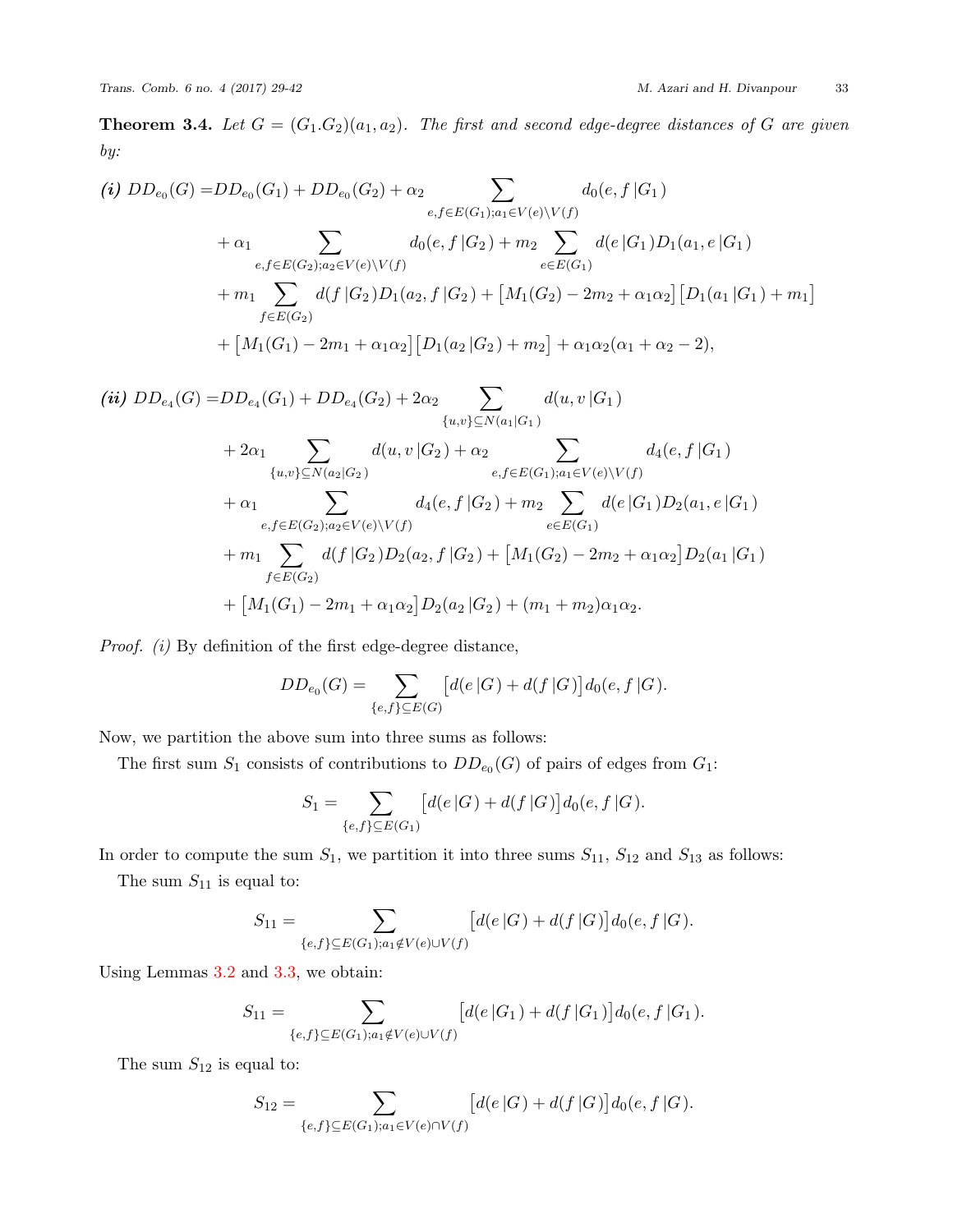**Theorem 3.4.** *Let $G=(G_1.G_2)(a_1,a_2)$. The first and second edge-degree distances of $G$ are given by:*

*(i)*
$$\begin{aligned}DD_{e_0}(G)=&DD_{e_0}(G_1)+DD_{e_0}(G_2)+\alpha_2\sum_{e,f\in E(G_1);a_1\in V(e)\setminus V(f)}d_0(e,f\,|G_1)\\&+\alpha_1\sum_{e,f\in E(G_2);a_2\in V(e)\setminus V(f)}d_0(e,f\,|G_2)+m_2\sum_{e\in E(G_1)}d(e\,|G_1)D_1(a_1,e\,|G_1)\\&+m_1\sum_{f\in E(G_2)}d(f\,|G_2)D_1(a_2,f\,|G_2)+\big[M_1(G_2)-2m_2+\alpha_1\alpha_2\big]\big[D_1(a_1\,|G_1)+m_1\big]\\&+\big[M_1(G_1)-2m_1+\alpha_1\alpha_2\big]\big[D_1(a_2\,|G_2)+m_2\big]+\alpha_1\alpha_2(\alpha_1+\alpha_2-2),\end{aligned}$$

*(ii)*
$$\begin{aligned}DD_{e_4}(G)=&DD_{e_4}(G_1)+DD_{e_4}(G_2)+2\alpha_2\sum_{\{u,v\}\subseteq N(a_1|G_1)}d(u,v\,|G_1)\\&+2\alpha_1\sum_{\{u,v\}\subseteq N(a_2|G_2)}d(u,v\,|G_2)+\alpha_2\sum_{e,f\in E(G_1);a_1\in V(e)\setminus V(f)}d_4(e,f\,|G_1)\\&+\alpha_1\sum_{e,f\in E(G_2);a_2\in V(e)\setminus V(f)}d_4(e,f\,|G_2)+m_2\sum_{e\in E(G_1)}d(e\,|G_1)D_2(a_1,e\,|G_1)\\&+m_1\sum_{f\in E(G_2)}d(f\,|G_2)D_2(a_2,f\,|G_2)+\big[M_1(G_2)-2m_2+\alpha_1\alpha_2\big]D_2(a_1\,|G_1)\\&+\big[M_1(G_1)-2m_1+\alpha_1\alpha_2\big]D_2(a_2\,|G_2)+(m_1+m_2)\alpha_1\alpha_2.\end{aligned}$$

*Proof.* *(i)* By definition of the first edge-degree distance,

$$DD_{e_0}(G)=\sum_{\{e,f\}\subseteq E(G)}\big[d(e\,|G)+d(f\,|G)\big]d_0(e,f\,|G).$$

Now, we partition the above sum into three sums as follows:

The first sum $S_1$ consists of contributions to $DD_{e_0}(G)$ of pairs of edges from $G_1$:

$$S_1=\sum_{\{e,f\}\subseteq E(G_1)}\big[d(e\,|G)+d(f\,|G)\big]d_0(e,f\,|G).$$

In order to compute the sum $S_1$, we partition it into three sums $S_{11}$, $S_{12}$ and $S_{13}$ as follows:

The sum $S_{11}$ is equal to:

$$S_{11}=\sum_{\{e,f\}\subseteq E(G_1);a_1\notin V(e)\cup V(f)}\big[d(e\,|G)+d(f\,|G)\big]d_0(e,f\,|G).$$

Using Lemmas 3.2 and 3.3, we obtain:

$$S_{11}=\sum_{\{e,f\}\subseteq E(G_1);a_1\notin V(e)\cup V(f)}\big[d(e\,|G_1)+d(f\,|G_1)\big]d_0(e,f\,|G_1).$$

The sum $S_{12}$ is equal to:

$$S_{12}=\sum_{\{e,f\}\subseteq E(G_1);a_1\in V(e)\cap V(f)}\big[d(e\,|G)+d(f\,|G)\big]d_0(e,f\,|G).$$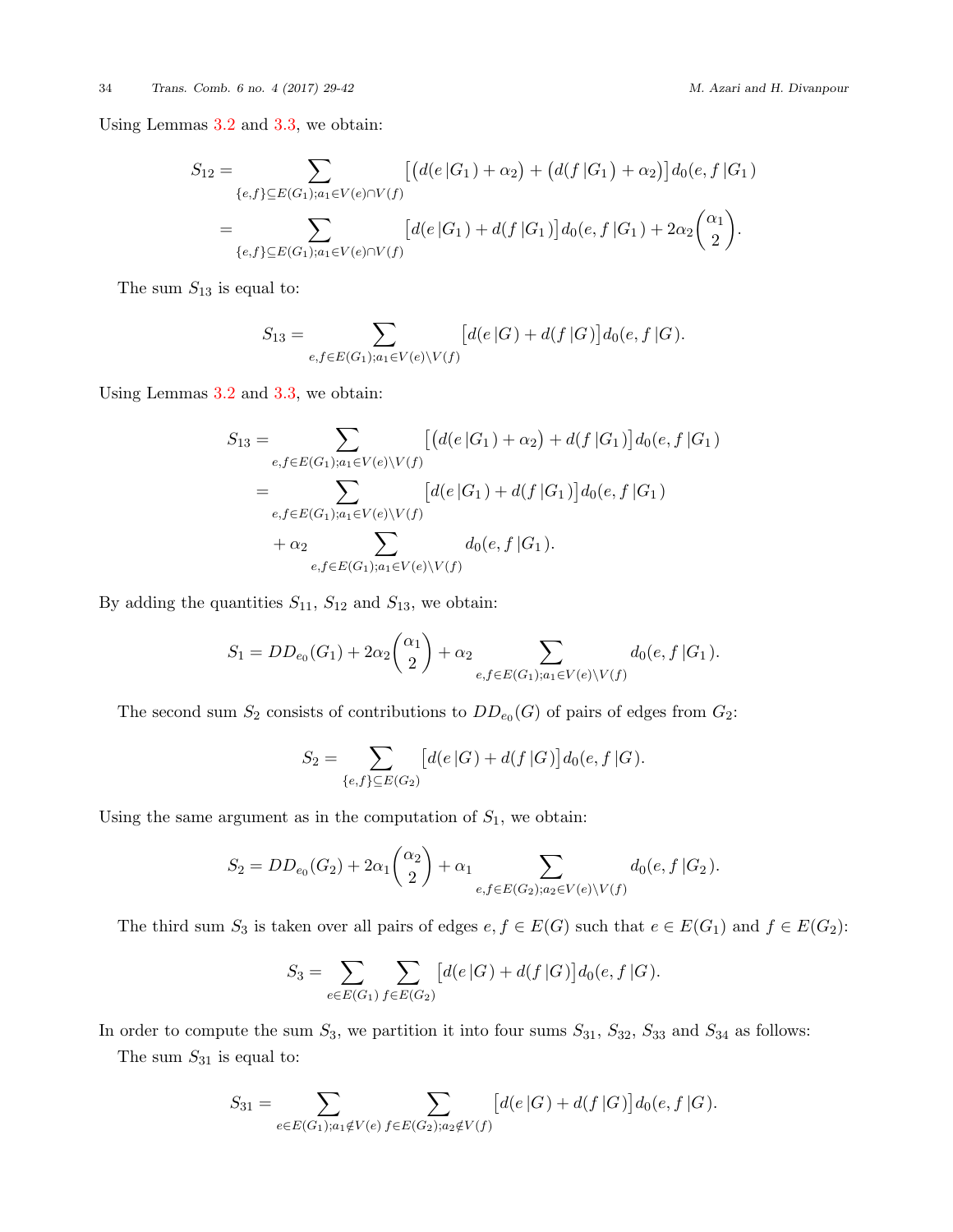Using Lemmas 3.2 and 3.3, we obtain:

$$
\begin{aligned}
S_{12} &= \sum_{\{e,f\}\subseteq E(G_1);\, a_1\in V(e)\cap V(f)} \Big[\big(d(e\,|G_1)+\alpha_2\big)+\big(d(f\,|G_1)+\alpha_2\big)\Big]d_0(e,f\,|G_1) \\
&= \sum_{\{e,f\}\subseteq E(G_1);\, a_1\in V(e)\cap V(f)} \Big[d(e\,|G_1)+d(f\,|G_1)\Big]d_0(e,f\,|G_1)+2\alpha_2\binom{\alpha_1}{2}.
\end{aligned}
$$

The sum $S_{13}$ is equal to:

$$
S_{13} = \sum_{e,f\in E(G_1);\, a_1\in V(e)\setminus V(f)} \Big[d(e\,|G)+d(f\,|G)\Big]d_0(e,f\,|G).
$$

Using Lemmas 3.2 and 3.3, we obtain:

$$
\begin{aligned}
S_{13} &= \sum_{e,f\in E(G_1);\, a_1\in V(e)\setminus V(f)} \Big[\big(d(e\,|G_1)+\alpha_2\big)+d(f\,|G_1)\Big]d_0(e,f\,|G_1) \\
&= \sum_{e,f\in E(G_1);\, a_1\in V(e)\setminus V(f)} \Big[d(e\,|G_1)+d(f\,|G_1)\Big]d_0(e,f\,|G_1) \\
&\quad +\alpha_2 \sum_{e,f\in E(G_1);\, a_1\in V(e)\setminus V(f)} d_0(e,f\,|G_1).
\end{aligned}
$$

By adding the quantities $S_{11}$, $S_{12}$ and $S_{13}$, we obtain:

$$
S_1 = DD_{e_0}(G_1)+2\alpha_2\binom{\alpha_1}{2}+\alpha_2\sum_{e,f\in E(G_1);\, a_1\in V(e)\setminus V(f)} d_0(e,f\,|G_1).
$$

The second sum $S_2$ consists of contributions to $DD_{e_0}(G)$ of pairs of edges from $G_2$:

$$
S_2 = \sum_{\{e,f\}\subseteq E(G_2)} \Big[d(e\,|G)+d(f\,|G)\Big]d_0(e,f\,|G).
$$

Using the same argument as in the computation of $S_1$, we obtain:

$$
S_2 = DD_{e_0}(G_2)+2\alpha_1\binom{\alpha_2}{2}+\alpha_1\sum_{e,f\in E(G_2);\, a_2\in V(e)\setminus V(f)} d_0(e,f\,|G_2).
$$

The third sum $S_3$ is taken over all pairs of edges $e,f\in E(G)$ such that $e\in E(G_1)$ and $f\in E(G_2)$:

$$
S_3 = \sum_{e\in E(G_1)}\sum_{f\in E(G_2)} \Big[d(e\,|G)+d(f\,|G)\Big]d_0(e,f\,|G).
$$

In order to compute the sum $S_3$, we partition it into four sums $S_{31}$, $S_{32}$, $S_{33}$ and $S_{34}$ as follows:

The sum $S_{31}$ is equal to:

$$
S_{31} = \sum_{e\in E(G_1);\, a_1\notin V(e)}\ \sum_{f\in E(G_2);\, a_2\notin V(f)} \Big[d(e\,|G)+d(f\,|G)\Big]d_0(e,f\,|G).
$$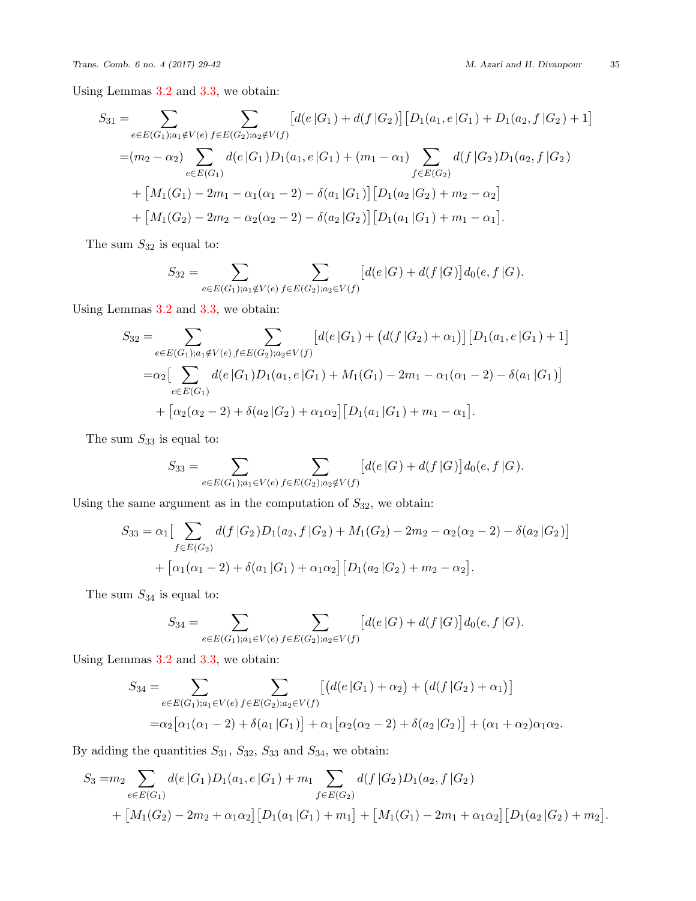Using Lemmas 3.2 and 3.3, we obtain:

$$
\begin{aligned}
S_{31} =& \sum_{e\in E(G_1);a_1\notin V(e)} \sum_{f\in E(G_2);a_2\notin V(f)} \big[d(e\,|G_1) + d(f\,|G_2)\big]\big[D_1(a_1, e\,|G_1) + D_1(a_2, f\,|G_2) + 1\big] \\
=&(m_2 - \alpha_2) \sum_{e\in E(G_1)} d(e\,|G_1)D_1(a_1, e\,|G_1) + (m_1 - \alpha_1) \sum_{f\in E(G_2)} d(f\,|G_2)D_1(a_2, f\,|G_2) \\
&+ \big[M_1(G_1) - 2m_1 - \alpha_1(\alpha_1 - 2) - \delta(a_1\,|G_1)\big]\big[D_1(a_2\,|G_2) + m_2 - \alpha_2\big] \\
&+ \big[M_1(G_2) - 2m_2 - \alpha_2(\alpha_2 - 2) - \delta(a_2\,|G_2)\big]\big[D_1(a_1\,|G_1) + m_1 - \alpha_1\big].
\end{aligned}
$$

The sum $S_{32}$ is equal to:

$$
S_{32} = \sum_{e\in E(G_1);a_1\notin V(e)} \sum_{f\in E(G_2);a_2\in V(f)} \big[d(e\,|G) + d(f\,|G)\big]d_0(e, f\,|G).
$$

Using Lemmas 3.2 and 3.3, we obtain:

$$
\begin{aligned}
S_{32} =& \sum_{e\in E(G_1);a_1\notin V(e)} \sum_{f\in E(G_2);a_2\in V(f)} \big[d(e\,|G_1) + \big(d(f\,|G_2) + \alpha_1\big)\big]\big[D_1(a_1, e\,|G_1) + 1\big] \\
=&\alpha_2\Big[ \sum_{e\in E(G_1)} d(e\,|G_1)D_1(a_1, e\,|G_1) + M_1(G_1) - 2m_1 - \alpha_1(\alpha_1 - 2) - \delta(a_1\,|G_1)\Big] \\
&+ \big[\alpha_2(\alpha_2 - 2) + \delta(a_2\,|G_2) + \alpha_1\alpha_2\big]\big[D_1(a_1\,|G_1) + m_1 - \alpha_1\big].
\end{aligned}
$$

The sum $S_{33}$ is equal to:

$$
S_{33} = \sum_{e\in E(G_1);a_1\in V(e)} \sum_{f\in E(G_2);a_2\notin V(f)} \big[d(e\,|G) + d(f\,|G)\big]d_0(e, f\,|G).
$$

Using the same argument as in the computation of $S_{32}$, we obtain:

$$
\begin{aligned}
S_{33} =& \alpha_1\Big[ \sum_{f\in E(G_2)} d(f\,|G_2)D_1(a_2, f\,|G_2) + M_1(G_2) - 2m_2 - \alpha_2(\alpha_2 - 2) - \delta(a_2\,|G_2)\Big] \\
&+ \big[\alpha_1(\alpha_1 - 2) + \delta(a_1\,|G_1) + \alpha_1\alpha_2\big]\big[D_1(a_2\,|G_2) + m_2 - \alpha_2\big].
\end{aligned}
$$

The sum $S_{34}$ is equal to:

$$
S_{34} = \sum_{e\in E(G_1);a_1\in V(e)} \sum_{f\in E(G_2);a_2\in V(f)} \big[d(e\,|G) + d(f\,|G)\big]d_0(e, f\,|G).
$$

Using Lemmas 3.2 and 3.3, we obtain:

$$
\begin{aligned}
S_{34} =& \sum_{e\in E(G_1);a_1\in V(e)} \sum_{f\in E(G_2);a_2\in V(f)} \big[\big(d(e\,|G_1) + \alpha_2\big) + \big(d(f\,|G_2) + \alpha_1\big)\big] \\
=&\alpha_2\big[\alpha_1(\alpha_1 - 2) + \delta(a_1\,|G_1)\big] + \alpha_1\big[\alpha_2(\alpha_2 - 2) + \delta(a_2\,|G_2)\big] + (\alpha_1 + \alpha_2)\alpha_1\alpha_2.
\end{aligned}
$$

By adding the quantities $S_{31}$, $S_{32}$, $S_{33}$ and $S_{34}$, we obtain:

$$
\begin{aligned}
S_3 =&m_2 \sum_{e\in E(G_1)} d(e\,|G_1)D_1(a_1, e\,|G_1) + m_1 \sum_{f\in E(G_2)} d(f\,|G_2)D_1(a_2, f\,|G_2) \\
&+ \big[M_1(G_2) - 2m_2 + \alpha_1\alpha_2\big]\big[D_1(a_1\,|G_1) + m_1\big] + \big[M_1(G_1) - 2m_1 + \alpha_1\alpha_2\big]\big[D_1(a_2\,|G_2) + m_2\big].
\end{aligned}
$$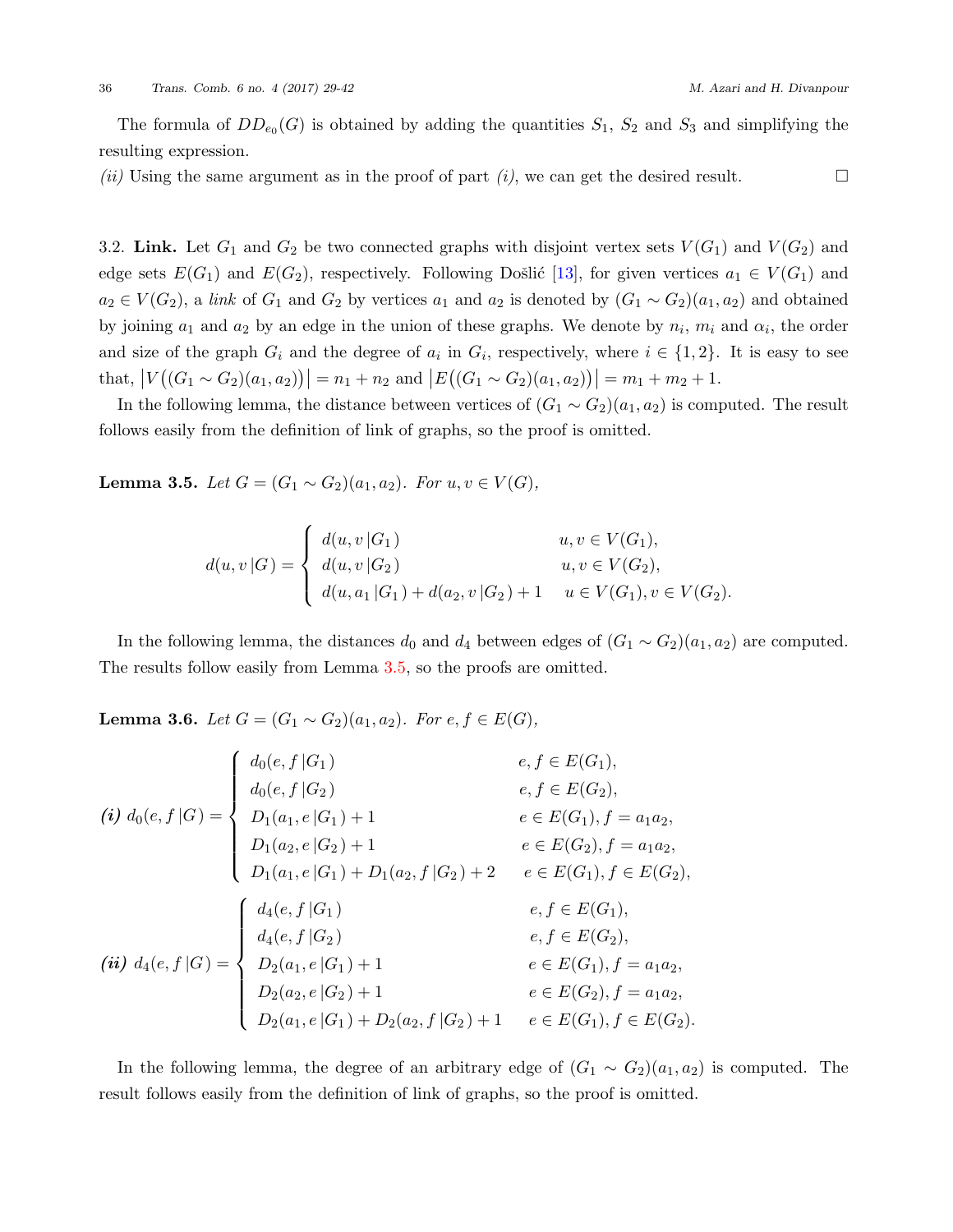The formula of $DD_{e_0}(G)$ is obtained by adding the quantities $S_1$, $S_2$ and $S_3$ and simplifying the resulting expression.

*(ii)* Using the same argument as in the proof of part *(i)*, we can get the desired result. □

3.2. **Link.** Let $G_1$ and $G_2$ be two connected graphs with disjoint vertex sets $V(G_1)$ and $V(G_2)$ and edge sets $E(G_1)$ and $E(G_2)$, respectively. Following Došlić [13], for given vertices $a_1 \in V(G_1)$ and $a_2 \in V(G_2)$, a *link* of $G_1$ and $G_2$ by vertices $a_1$ and $a_2$ is denoted by $(G_1 \sim G_2)(a_1, a_2)$ and obtained by joining $a_1$ and $a_2$ by an edge in the union of these graphs. We denote by $n_i$, $m_i$ and $\alpha_i$, the order and size of the graph $G_i$ and the degree of $a_i$ in $G_i$, respectively, where $i \in \{1, 2\}$. It is easy to see that, $\big|V\big((G_1 \sim G_2)(a_1, a_2)\big)\big| = n_1 + n_2$ and $\big|E\big((G_1 \sim G_2)(a_1, a_2)\big)\big| = m_1 + m_2 + 1$.

In the following lemma, the distance between vertices of $(G_1 \sim G_2)(a_1, a_2)$ is computed. The result follows easily from the definition of link of graphs, so the proof is omitted.

**Lemma 3.5.** *Let $G = (G_1 \sim G_2)(a_1, a_2)$. For $u, v \in V(G)$,*

$$d(u, v\,|G) = \begin{cases} d(u, v\,|G_1) & u, v \in V(G_1), \\ d(u, v\,|G_2) & u, v \in V(G_2), \\ d(u, a_1\,|G_1) + d(a_2, v\,|G_2) + 1 & u \in V(G_1), v \in V(G_2). \end{cases}$$

In the following lemma, the distances $d_0$ and $d_4$ between edges of $(G_1 \sim G_2)(a_1, a_2)$ are computed. The results follow easily from Lemma 3.5, so the proofs are omitted.

**Lemma 3.6.** *Let $G = (G_1 \sim G_2)(a_1, a_2)$. For $e, f \in E(G)$,*

***(i)***
$$d_0(e, f\,|G) = \begin{cases} d_0(e, f\,|G_1) & e, f \in E(G_1), \\ d_0(e, f\,|G_2) & e, f \in E(G_2), \\ D_1(a_1, e\,|G_1) + 1 & e \in E(G_1), f = a_1a_2, \\ D_1(a_2, e\,|G_2) + 1 & e \in E(G_2), f = a_1a_2, \\ D_1(a_1, e\,|G_1) + D_1(a_2, f\,|G_2) + 2 & e \in E(G_1), f \in E(G_2), \end{cases}$$

***(ii)***
$$d_4(e, f\,|G) = \begin{cases} d_4(e, f\,|G_1) & e, f \in E(G_1), \\ d_4(e, f\,|G_2) & e, f \in E(G_2), \\ D_2(a_1, e\,|G_1) + 1 & e \in E(G_1), f = a_1a_2, \\ D_2(a_2, e\,|G_2) + 1 & e \in E(G_2), f = a_1a_2, \\ D_2(a_1, e\,|G_1) + D_2(a_2, f\,|G_2) + 1 & e \in E(G_1), f \in E(G_2). \end{cases}$$

In the following lemma, the degree of an arbitrary edge of $(G_1 \sim G_2)(a_1, a_2)$ is computed. The result follows easily from the definition of link of graphs, so the proof is omitted.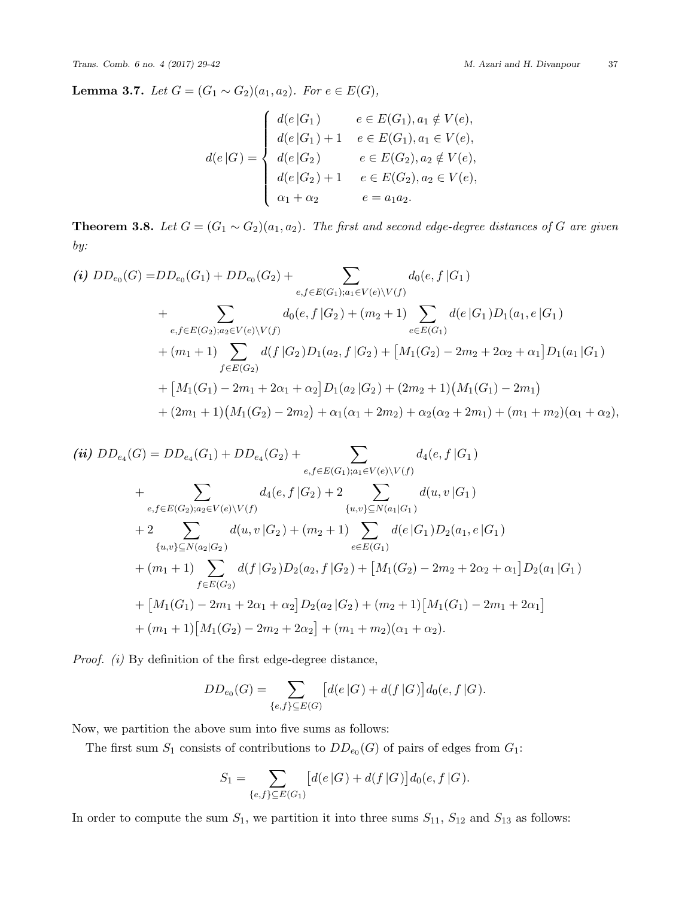**Lemma 3.7.** *Let $G = (G_1 \sim G_2)(a_1, a_2)$. For $e \in E(G)$,*

$$
d(e\,|G) = \begin{cases} d(e\,|G_1) & e \in E(G_1), a_1 \notin V(e), \\ d(e\,|G_1) + 1 & e \in E(G_1), a_1 \in V(e), \\ d(e\,|G_2) & e \in E(G_2), a_2 \notin V(e), \\ d(e\,|G_2) + 1 & e \in E(G_2), a_2 \in V(e), \\ \alpha_1 + \alpha_2 & e = a_1 a_2. \end{cases}
$$

**Theorem 3.8.** *Let $G = (G_1 \sim G_2)(a_1, a_2)$. The first and second edge-degree distances of $G$ are given by:*

***(i)***
$$
\begin{aligned}
DD_{e_0}(G) =& DD_{e_0}(G_1) + DD_{e_0}(G_2) + \sum_{e,f \in E(G_1); a_1 \in V(e) \setminus V(f)} d_0(e, f\,|G_1) \\
&+ \sum_{e,f \in E(G_2); a_2 \in V(e) \setminus V(f)} d_0(e, f\,|G_2) + (m_2 + 1) \sum_{e \in E(G_1)} d(e\,|G_1) D_1(a_1, e\,|G_1) \\
&+ (m_1 + 1) \sum_{f \in E(G_2)} d(f\,|G_2) D_1(a_2, f\,|G_2) + \big[M_1(G_2) - 2m_2 + 2\alpha_2 + \alpha_1\big] D_1(a_1\,|G_1) \\
&+ \big[M_1(G_1) - 2m_1 + 2\alpha_1 + \alpha_2\big] D_1(a_2\,|G_2) + (2m_2 + 1)\big(M_1(G_1) - 2m_1\big) \\
&+ (2m_1 + 1)\big(M_1(G_2) - 2m_2\big) + \alpha_1(\alpha_1 + 2m_2) + \alpha_2(\alpha_2 + 2m_1) + (m_1 + m_2)(\alpha_1 + \alpha_2),
\end{aligned}
$$

***(ii)***
$$
\begin{aligned}
DD_{e_4}(G) =& DD_{e_4}(G_1) + DD_{e_4}(G_2) + \sum_{e,f \in E(G_1); a_1 \in V(e) \setminus V(f)} d_4(e, f\,|G_1) \\
&+ \sum_{e,f \in E(G_2); a_2 \in V(e) \setminus V(f)} d_4(e, f\,|G_2) + 2 \sum_{\{u,v\} \subseteq N(a_1|G_1)} d(u, v\,|G_1) \\
&+ 2 \sum_{\{u,v\} \subseteq N(a_2|G_2)} d(u, v\,|G_2) + (m_2 + 1) \sum_{e \in E(G_1)} d(e\,|G_1) D_2(a_1, e\,|G_1) \\
&+ (m_1 + 1) \sum_{f \in E(G_2)} d(f\,|G_2) D_2(a_2, f\,|G_2) + \big[M_1(G_2) - 2m_2 + 2\alpha_2 + \alpha_1\big] D_2(a_1\,|G_1) \\
&+ \big[M_1(G_1) - 2m_1 + 2\alpha_1 + \alpha_2\big] D_2(a_2\,|G_2) + (m_2 + 1)\big[M_1(G_1) - 2m_1 + 2\alpha_1\big] \\
&+ (m_1 + 1)\big[M_1(G_2) - 2m_2 + 2\alpha_2\big] + (m_1 + m_2)(\alpha_1 + \alpha_2).
\end{aligned}
$$

*Proof.* *(i)* By definition of the first edge-degree distance,

$$
DD_{e_0}(G) = \sum_{\{e,f\} \subseteq E(G)} \big[d(e\,|G) + d(f\,|G)\big] d_0(e, f\,|G).
$$

Now, we partition the above sum into five sums as follows:

The first sum $S_1$ consists of contributions to $DD_{e_0}(G)$ of pairs of edges from $G_1$:

$$
S_1 = \sum_{\{e,f\} \subseteq E(G_1)} \big[d(e\,|G) + d(f\,|G)\big] d_0(e, f\,|G).
$$

In order to compute the sum $S_1$, we partition it into three sums $S_{11}$, $S_{12}$ and $S_{13}$ as follows: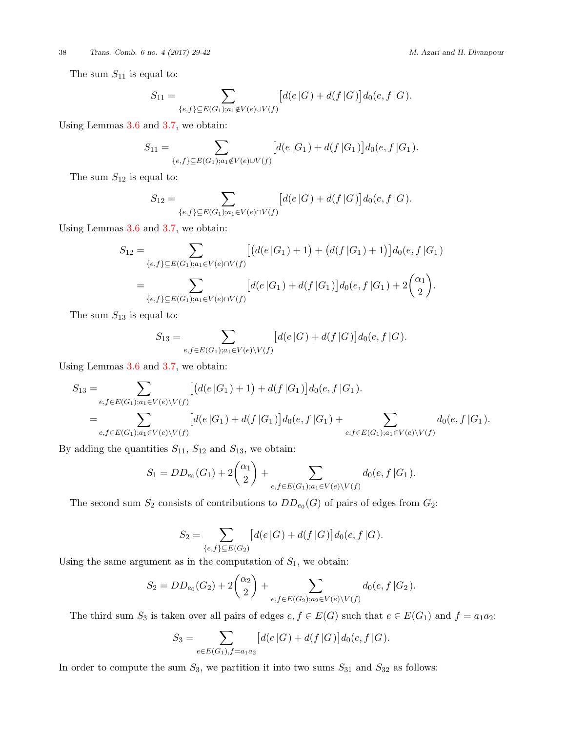The sum $S_{11}$ is equal to:

$$S_{11} = \sum_{\{e,f\}\subseteq E(G_1); a_1 \notin V(e)\cup V(f)} \big[d(e\,|G) + d(f\,|G)\big] d_0(e,f\,|G).$$

Using Lemmas 3.6 and 3.7, we obtain:

$$S_{11} = \sum_{\{e,f\}\subseteq E(G_1); a_1 \notin V(e)\cup V(f)} \big[d(e\,|G_1) + d(f\,|G_1)\big] d_0(e,f\,|G_1).$$

The sum $S_{12}$ is equal to:

$$S_{12} = \sum_{\{e,f\}\subseteq E(G_1); a_1 \in V(e)\cap V(f)} \big[d(e\,|G) + d(f\,|G)\big] d_0(e,f\,|G).$$

Using Lemmas 3.6 and 3.7, we obtain:

$$\begin{aligned}
S_{12} &= \sum_{\{e,f\}\subseteq E(G_1); a_1 \in V(e)\cap V(f)} \Big[\big(d(e\,|G_1)+1\big) + \big(d(f\,|G_1)+1\big)\Big] d_0(e,f\,|G_1) \\
&= \sum_{\{e,f\}\subseteq E(G_1); a_1 \in V(e)\cap V(f)} \big[d(e\,|G_1) + d(f\,|G_1)\big] d_0(e,f\,|G_1) + 2\binom{\alpha_1}{2}.
\end{aligned}$$

The sum $S_{13}$ is equal to:

$$S_{13} = \sum_{e,f\in E(G_1); a_1 \in V(e)\setminus V(f)} \big[d(e\,|G) + d(f\,|G)\big] d_0(e,f\,|G).$$

Using Lemmas 3.6 and 3.7, we obtain:

$$\begin{aligned}
S_{13} &= \sum_{e,f\in E(G_1); a_1 \in V(e)\setminus V(f)} \Big[\big(d(e\,|G_1)+1\big) + d(f\,|G_1)\Big] d_0(e,f\,|G_1). \\
&= \sum_{e,f\in E(G_1); a_1 \in V(e)\setminus V(f)} \big[d(e\,|G_1) + d(f\,|G_1)\big] d_0(e,f\,|G_1) + \sum_{e,f\in E(G_1); a_1 \in V(e)\setminus V(f)} d_0(e,f\,|G_1).
\end{aligned}$$

By adding the quantities $S_{11}$, $S_{12}$ and $S_{13}$, we obtain:

$$S_1 = DD_{e_0}(G_1) + 2\binom{\alpha_1}{2} + \sum_{e,f\in E(G_1); a_1 \in V(e)\setminus V(f)} d_0(e,f\,|G_1).$$

The second sum $S_2$ consists of contributions to $DD_{e_0}(G)$ of pairs of edges from $G_2$:

$$S_2 = \sum_{\{e,f\}\subseteq E(G_2)} \big[d(e\,|G) + d(f\,|G)\big] d_0(e,f\,|G).$$

Using the same argument as in the computation of $S_1$, we obtain:

$$S_2 = DD_{e_0}(G_2) + 2\binom{\alpha_2}{2} + \sum_{e,f\in E(G_2); a_2 \in V(e)\setminus V(f)} d_0(e,f\,|G_2).$$

The third sum $S_3$ is taken over all pairs of edges $e, f \in E(G)$ such that $e \in E(G_1)$ and $f = a_1a_2$:

$$S_3 = \sum_{e\in E(G_1), f=a_1a_2} \big[d(e\,|G) + d(f\,|G)\big] d_0(e,f\,|G).$$

In order to compute the sum $S_3$, we partition it into two sums $S_{31}$ and $S_{32}$ as follows: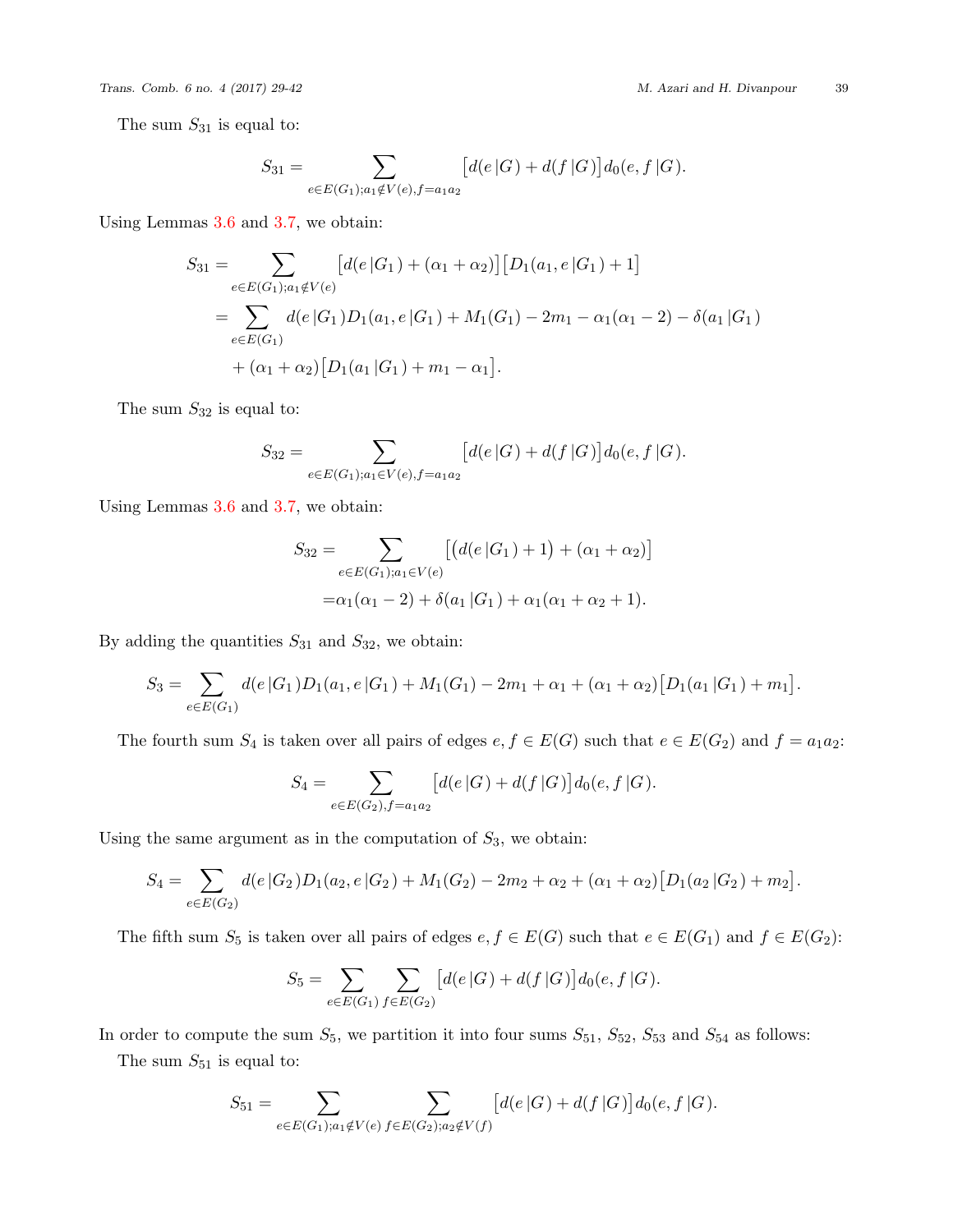The sum $S_{31}$ is equal to:

$$S_{31} = \sum_{e \in E(G_1); a_1 \notin V(e), f = a_1 a_2} \big[d(e\,|G) + d(f\,|G)\big] d_0(e, f\,|G).$$

Using Lemmas 3.6 and 3.7, we obtain:

$$\begin{aligned}
S_{31} &= \sum_{e \in E(G_1); a_1 \notin V(e)} \big[d(e\,|G_1) + (\alpha_1 + \alpha_2)\big]\big[D_1(a_1, e\,|G_1) + 1\big] \\
&= \sum_{e \in E(G_1)} d(e\,|G_1) D_1(a_1, e\,|G_1) + M_1(G_1) - 2m_1 - \alpha_1(\alpha_1 - 2) - \delta(a_1\,|G_1) \\
&\quad + (\alpha_1 + \alpha_2)\big[D_1(a_1\,|G_1) + m_1 - \alpha_1\big].
\end{aligned}$$

The sum $S_{32}$ is equal to:

$$S_{32} = \sum_{e \in E(G_1); a_1 \in V(e), f = a_1 a_2} \big[d(e\,|G) + d(f\,|G)\big] d_0(e, f\,|G).$$

Using Lemmas 3.6 and 3.7, we obtain:

$$\begin{aligned}
S_{32} &= \sum_{e \in E(G_1); a_1 \in V(e)} \big[\big(d(e\,|G_1) + 1\big) + (\alpha_1 + \alpha_2)\big] \\
&= \alpha_1(\alpha_1 - 2) + \delta(a_1\,|G_1) + \alpha_1(\alpha_1 + \alpha_2 + 1).
\end{aligned}$$

By adding the quantities $S_{31}$ and $S_{32}$, we obtain:

$$S_3 = \sum_{e \in E(G_1)} d(e\,|G_1) D_1(a_1, e\,|G_1) + M_1(G_1) - 2m_1 + \alpha_1 + (\alpha_1 + \alpha_2)\big[D_1(a_1\,|G_1) + m_1\big].$$

The fourth sum $S_4$ is taken over all pairs of edges $e, f \in E(G)$ such that $e \in E(G_2)$ and $f = a_1 a_2$:

$$S_4 = \sum_{e \in E(G_2), f = a_1 a_2} \big[d(e\,|G) + d(f\,|G)\big] d_0(e, f\,|G).$$

Using the same argument as in the computation of $S_3$, we obtain:

$$S_4 = \sum_{e \in E(G_2)} d(e\,|G_2) D_1(a_2, e\,|G_2) + M_1(G_2) - 2m_2 + \alpha_2 + (\alpha_1 + \alpha_2)\big[D_1(a_2\,|G_2) + m_2\big].$$

The fifth sum $S_5$ is taken over all pairs of edges $e, f \in E(G)$ such that $e \in E(G_1)$ and $f \in E(G_2)$:

$$S_5 = \sum_{e \in E(G_1)} \sum_{f \in E(G_2)} \big[d(e\,|G) + d(f\,|G)\big] d_0(e, f\,|G).$$

In order to compute the sum $S_5$, we partition it into four sums $S_{51}$, $S_{52}$, $S_{53}$ and $S_{54}$ as follows:

The sum $S_{51}$ is equal to:

$$S_{51} = \sum_{e \in E(G_1); a_1 \notin V(e)} \; \sum_{f \in E(G_2); a_2 \notin V(f)} \big[d(e\,|G) + d(f\,|G)\big] d_0(e, f\,|G).$$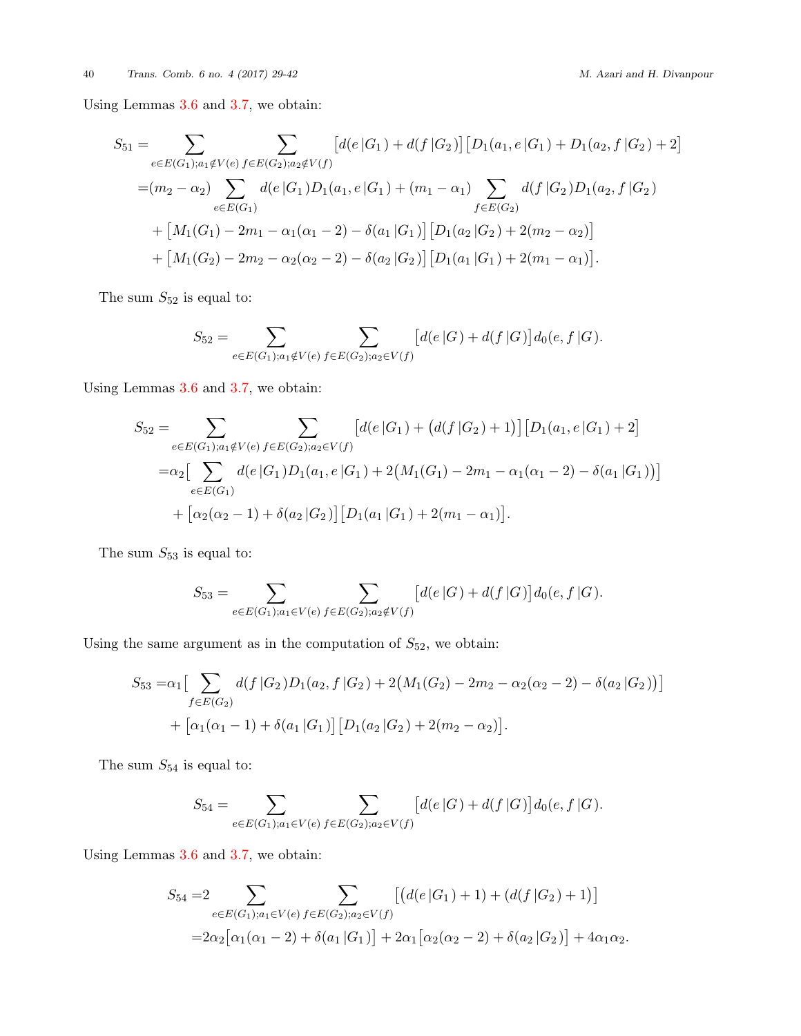Using Lemmas 3.6 and 3.7, we obtain:

$$
\begin{aligned}
S_{51} =& \sum_{e\in E(G_1);a_1\notin V(e)} \sum_{f\in E(G_2);a_2\notin V(f)} \big[d(e\,|G_1) + d(f\,|G_2)\big]\big[D_1(a_1,e\,|G_1) + D_1(a_2,f\,|G_2) + 2\big] \\
=&(m_2-\alpha_2)\sum_{e\in E(G_1)} d(e\,|G_1)D_1(a_1,e\,|G_1) + (m_1-\alpha_1)\sum_{f\in E(G_2)} d(f\,|G_2)D_1(a_2,f\,|G_2) \\
&+\big[M_1(G_1) - 2m_1 - \alpha_1(\alpha_1-2) - \delta(a_1\,|G_1)\big]\big[D_1(a_2\,|G_2) + 2(m_2-\alpha_2)\big] \\
&+\big[M_1(G_2) - 2m_2 - \alpha_2(\alpha_2-2) - \delta(a_2\,|G_2)\big]\big[D_1(a_1\,|G_1) + 2(m_1-\alpha_1)\big].
\end{aligned}
$$

The sum $S_{52}$ is equal to:

$$
S_{52} = \sum_{e\in E(G_1);a_1\notin V(e)} \sum_{f\in E(G_2);a_2\in V(f)} \big[d(e\,|G) + d(f\,|G)\big]d_0(e,f\,|G).
$$

Using Lemmas 3.6 and 3.7, we obtain:

$$
\begin{aligned}
S_{52} =& \sum_{e\in E(G_1);a_1\notin V(e)} \sum_{f\in E(G_2);a_2\in V(f)} \big[d(e\,|G_1) + \big(d(f\,|G_2)+1\big)\big]\big[D_1(a_1,e\,|G_1) + 2\big] \\
=&\alpha_2\Big[\sum_{e\in E(G_1)} d(e\,|G_1)D_1(a_1,e\,|G_1) + 2\big(M_1(G_1) - 2m_1 - \alpha_1(\alpha_1-2) - \delta(a_1\,|G_1)\big)\Big] \\
&+\big[\alpha_2(\alpha_2-1) + \delta(a_2\,|G_2)\big]\big[D_1(a_1\,|G_1) + 2(m_1-\alpha_1)\big].
\end{aligned}
$$

The sum $S_{53}$ is equal to:

$$
S_{53} = \sum_{e\in E(G_1);a_1\in V(e)} \sum_{f\in E(G_2);a_2\notin V(f)} \big[d(e\,|G) + d(f\,|G)\big]d_0(e,f\,|G).
$$

Using the same argument as in the computation of $S_{52}$, we obtain:

$$
\begin{aligned}
S_{53} =&\alpha_1\Big[\sum_{f\in E(G_2)} d(f\,|G_2)D_1(a_2,f\,|G_2) + 2\big(M_1(G_2) - 2m_2 - \alpha_2(\alpha_2-2) - \delta(a_2\,|G_2)\big)\Big] \\
&+\big[\alpha_1(\alpha_1-1) + \delta(a_1\,|G_1)\big]\big[D_1(a_2\,|G_2) + 2(m_2-\alpha_2)\big].
\end{aligned}
$$

The sum $S_{54}$ is equal to:

$$
S_{54} = \sum_{e\in E(G_1);a_1\in V(e)} \sum_{f\in E(G_2);a_2\in V(f)} \big[d(e\,|G) + d(f\,|G)\big]d_0(e,f\,|G).
$$

Using Lemmas 3.6 and 3.7, we obtain:

$$
\begin{aligned}
S_{54} =&2\sum_{e\in E(G_1);a_1\in V(e)} \sum_{f\in E(G_2);a_2\in V(f)} \big[\big(d(e\,|G_1)+1\big) + \big(d(f\,|G_2)+1\big)\big] \\
=&2\alpha_2\big[\alpha_1(\alpha_1-2) + \delta(a_1\,|G_1)\big] + 2\alpha_1\big[\alpha_2(\alpha_2-2) + \delta(a_2\,|G_2)\big] + 4\alpha_1\alpha_2.
\end{aligned}
$$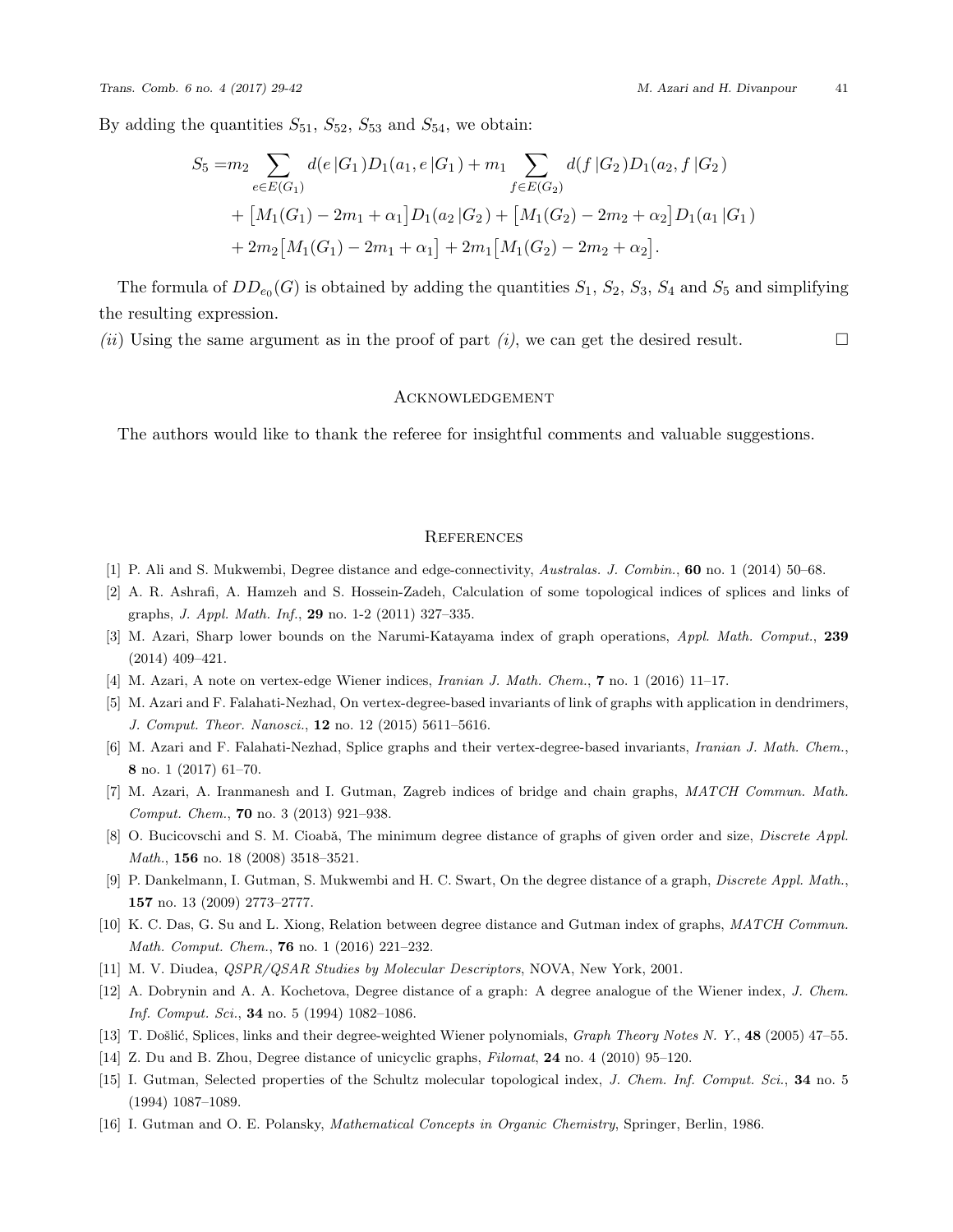By adding the quantities $S_{51}$, $S_{52}$, $S_{53}$ and $S_{54}$, we obtain:

$$
\begin{aligned}
S_5 = & m_2 \sum_{e \in E(G_1)} d(e\,|G_1) D_1(a_1, e\,|G_1) + m_1 \sum_{f \in E(G_2)} d(f\,|G_2) D_1(a_2, f\,|G_2) \\
& + \big[M_1(G_1) - 2m_1 + \alpha_1\big] D_1(a_2\,|G_2) + \big[M_1(G_2) - 2m_2 + \alpha_2\big] D_1(a_1\,|G_1) \\
& + 2m_2\big[M_1(G_1) - 2m_1 + \alpha_1\big] + 2m_1\big[M_1(G_2) - 2m_2 + \alpha_2\big].
\end{aligned}
$$

The formula of $DD_{e_0}(G)$ is obtained by adding the quantities $S_1$, $S_2$, $S_3$, $S_4$ and $S_5$ and simplifying the resulting expression.

*(ii)* Using the same argument as in the proof of part *(i)*, we can get the desired result. $\square$

## Acknowledgement

The authors would like to thank the referee for insightful comments and valuable suggestions.

## References

[1] P. Ali and S. Mukwembi, Degree distance and edge-connectivity, *Australas. J. Combin.*, **60** no. 1 (2014) 50–68.

[2] A. R. Ashrafi, A. Hamzeh and S. Hossein-Zadeh, Calculation of some topological indices of splices and links of graphs, *J. Appl. Math. Inf.*, **29** no. 1-2 (2011) 327–335.

[3] M. Azari, Sharp lower bounds on the Narumi-Katayama index of graph operations, *Appl. Math. Comput.*, **239** (2014) 409–421.

[4] M. Azari, A note on vertex-edge Wiener indices, *Iranian J. Math. Chem.*, **7** no. 1 (2016) 11–17.

[5] M. Azari and F. Falahati-Nezhad, On vertex-degree-based invariants of link of graphs with application in dendrimers, *J. Comput. Theor. Nanosci.*, **12** no. 12 (2015) 5611–5616.

[6] M. Azari and F. Falahati-Nezhad, Splice graphs and their vertex-degree-based invariants, *Iranian J. Math. Chem.*, **8** no. 1 (2017) 61–70.

[7] M. Azari, A. Iranmanesh and I. Gutman, Zagreb indices of bridge and chain graphs, *MATCH Commun. Math. Comput. Chem.*, **70** no. 3 (2013) 921–938.

[8] O. Bucicovschi and S. M. Cioabă, The minimum degree distance of graphs of given order and size, *Discrete Appl. Math.*, **156** no. 18 (2008) 3518–3521.

[9] P. Dankelmann, I. Gutman, S. Mukwembi and H. C. Swart, On the degree distance of a graph, *Discrete Appl. Math.*, **157** no. 13 (2009) 2773–2777.

[10] K. C. Das, G. Su and L. Xiong, Relation between degree distance and Gutman index of graphs, *MATCH Commun. Math. Comput. Chem.*, **76** no. 1 (2016) 221–232.

[11] M. V. Diudea, *QSPR/QSAR Studies by Molecular Descriptors*, NOVA, New York, 2001.

[12] A. Dobrynin and A. A. Kochetova, Degree distance of a graph: A degree analogue of the Wiener index, *J. Chem. Inf. Comput. Sci.*, **34** no. 5 (1994) 1082–1086.

[13] T. Došlić, Splices, links and their degree-weighted Wiener polynomials, *Graph Theory Notes N. Y.*, **48** (2005) 47–55.

[14] Z. Du and B. Zhou, Degree distance of unicyclic graphs, *Filomat*, **24** no. 4 (2010) 95–120.

[15] I. Gutman, Selected properties of the Schultz molecular topological index, *J. Chem. Inf. Comput. Sci.*, **34** no. 5 (1994) 1087–1089.

[16] I. Gutman and O. E. Polansky, *Mathematical Concepts in Organic Chemistry*, Springer, Berlin, 1986.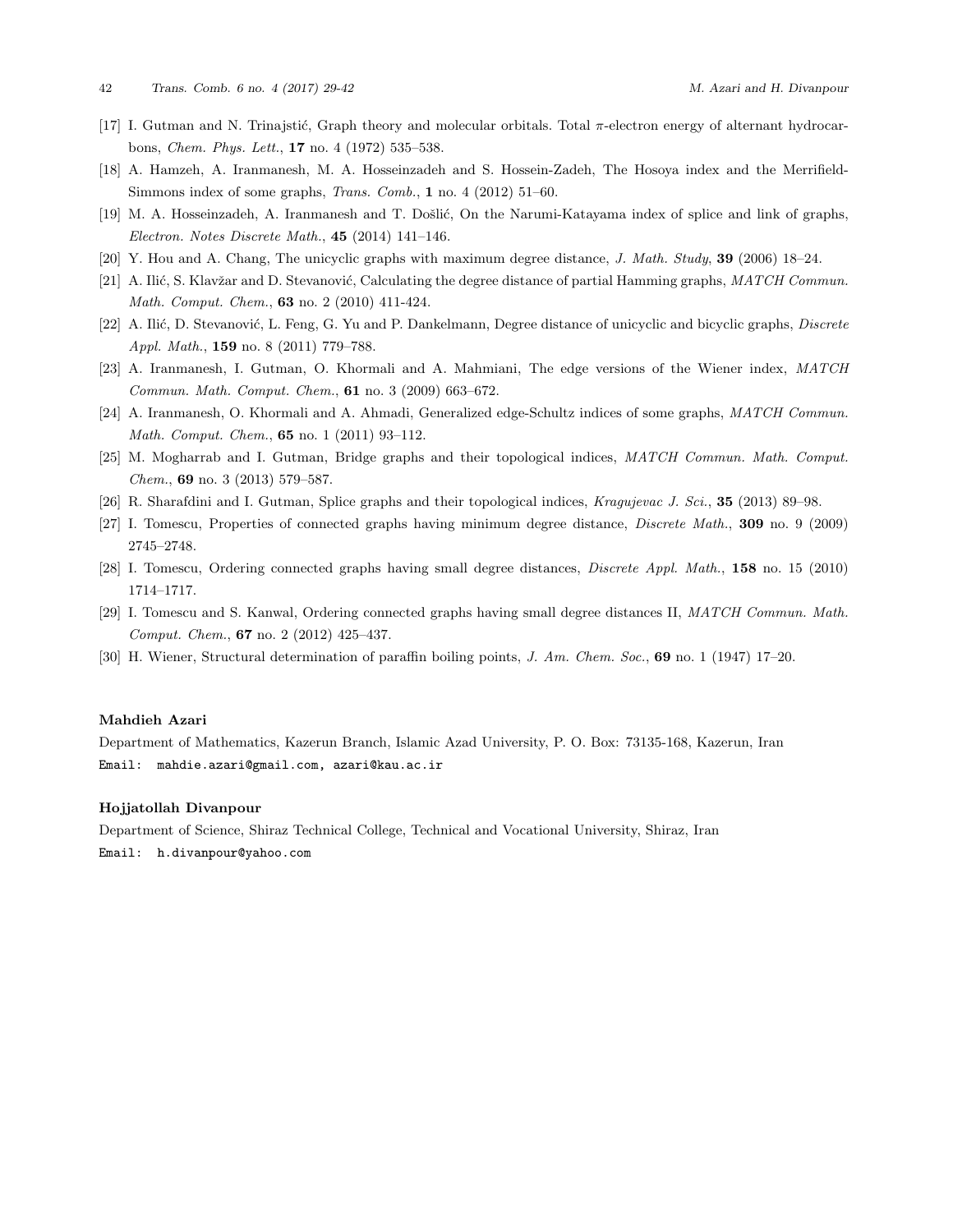[17] I. Gutman and N. Trinajstić, Graph theory and molecular orbitals. Total $\pi$-electron energy of alternant hydrocarbons, *Chem. Phys. Lett.*, **17** no. 4 (1972) 535–538.

[18] A. Hamzeh, A. Iranmanesh, M. A. Hosseinzadeh and S. Hossein-Zadeh, The Hosoya index and the Merrifield-Simmons index of some graphs, *Trans. Comb.*, **1** no. 4 (2012) 51–60.

[19] M. A. Hosseinzadeh, A. Iranmanesh and T. Došlić, On the Narumi-Katayama index of splice and link of graphs, *Electron. Notes Discrete Math.*, **45** (2014) 141–146.

[20] Y. Hou and A. Chang, The unicyclic graphs with maximum degree distance, *J. Math. Study*, **39** (2006) 18–24.

[21] A. Ilić, S. Klavžar and D. Stevanović, Calculating the degree distance of partial Hamming graphs, *MATCH Commun. Math. Comput. Chem.*, **63** no. 2 (2010) 411-424.

[22] A. Ilić, D. Stevanović, L. Feng, G. Yu and P. Dankelmann, Degree distance of unicyclic and bicyclic graphs, *Discrete Appl. Math.*, **159** no. 8 (2011) 779–788.

[23] A. Iranmanesh, I. Gutman, O. Khormali and A. Mahmiani, The edge versions of the Wiener index, *MATCH Commun. Math. Comput. Chem.*, **61** no. 3 (2009) 663–672.

[24] A. Iranmanesh, O. Khormali and A. Ahmadi, Generalized edge-Schultz indices of some graphs, *MATCH Commun. Math. Comput. Chem.*, **65** no. 1 (2011) 93–112.

[25] M. Mogharrab and I. Gutman, Bridge graphs and their topological indices, *MATCH Commun. Math. Comput. Chem.*, **69** no. 3 (2013) 579–587.

[26] R. Sharafdini and I. Gutman, Splice graphs and their topological indices, *Kragujevac J. Sci.*, **35** (2013) 89–98.

[27] I. Tomescu, Properties of connected graphs having minimum degree distance, *Discrete Math.*, **309** no. 9 (2009) 2745–2748.

[28] I. Tomescu, Ordering connected graphs having small degree distances, *Discrete Appl. Math.*, **158** no. 15 (2010) 1714–1717.

[29] I. Tomescu and S. Kanwal, Ordering connected graphs having small degree distances II, *MATCH Commun. Math. Comput. Chem.*, **67** no. 2 (2012) 425–437.

[30] H. Wiener, Structural determination of paraffin boiling points, *J. Am. Chem. Soc.*, **69** no. 1 (1947) 17–20.

**Mahdieh Azari**

Department of Mathematics, Kazerun Branch, Islamic Azad University, P. O. Box: 73135-168, Kazerun, Iran

Email: mahdie.azari@gmail.com, azari@kau.ac.ir

**Hojjatollah Divanpour**

Department of Science, Shiraz Technical College, Technical and Vocational University, Shiraz, Iran

Email: h.divanpour@yahoo.com